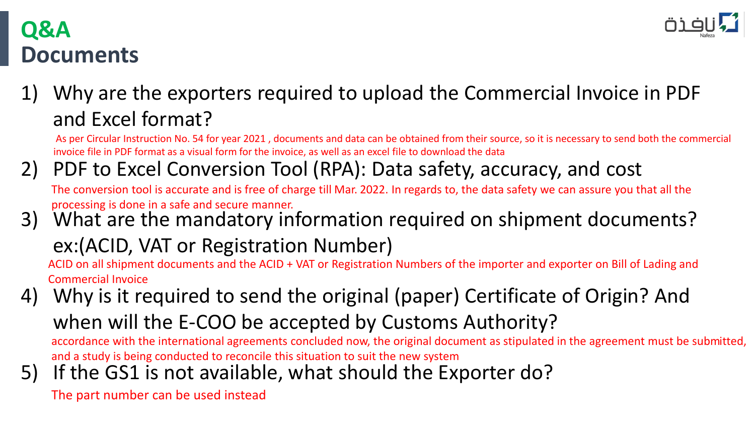# Q&A
## Documents

1) Why are the exporters required to upload the Commercial Invoice in PDF and Excel format?

   As per Circular Instruction No. 54 for year 2021 , documents and data can be obtained from their source, so it is necessary to send both the commercial invoice file in PDF format as a visual form for the invoice, as well as an excel file to download the data

2) PDF to Excel Conversion Tool (RPA): Data safety, accuracy, and cost

   The conversion tool is accurate and is free of charge till Mar. 2022. In regards to, the data safety we can assure you that all the processing is done in a safe and secure manner.

3) What are the mandatory information required on shipment documents? ex:(ACID, VAT or Registration Number)

   ACID on all shipment documents and the ACID + VAT or Registration Numbers of the importer and exporter on Bill of Lading and Commercial Invoice

4) Why is it required to send the original (paper) Certificate of Origin? And when will the E-COO be accepted by Customs Authority?

   accordance with the international agreements concluded now, the original document as stipulated in the agreement must be submitted, and a study is being conducted to reconcile this situation to suit the new system

5) If the GS1 is not available, what should the Exporter do?

   The part number can be used instead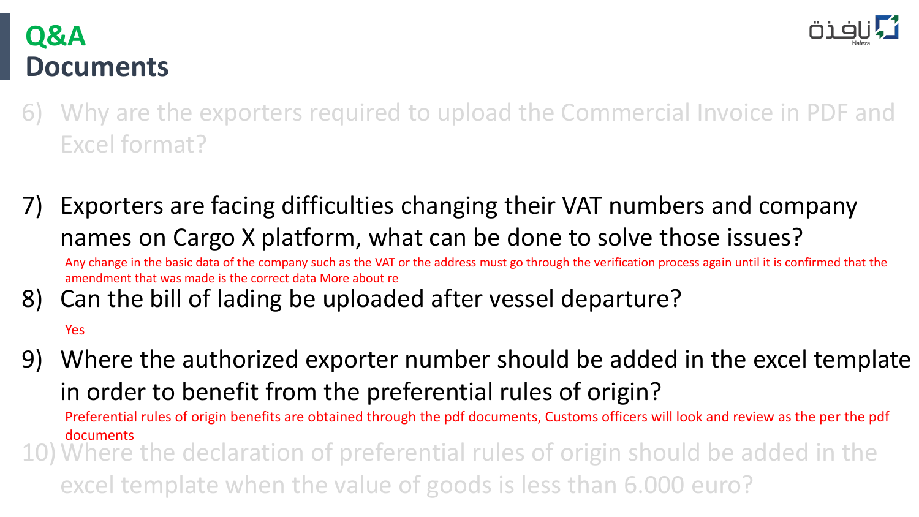# Q&A
## Documents

6) Why are the exporters required to upload the Commercial Invoice in PDF and Excel format?

7) Exporters are facing difficulties changing their VAT numbers and company names on Cargo X platform, what can be done to solve those issues?

   Any change in the basic data of the company such as the VAT or the address must go through the verification process again until it is confirmed that the amendment that was made is the correct data More about re

8) Can the bill of lading be uploaded after vessel departure?

   Yes

9) Where the authorized exporter number should be added in the excel template in order to benefit from the preferential rules of origin?

   Preferential rules of origin benefits are obtained through the pdf documents, Customs officers will look and review as the per the pdf documents

10) Where the declaration of preferential rules of origin should be added in the excel template when the value of goods is less than 6.000 euro?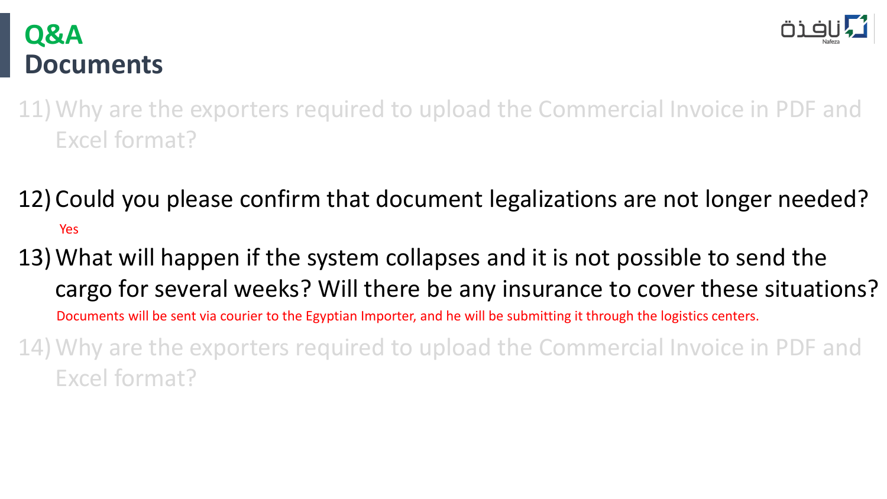# Q&A
## Documents

11) Why are the exporters required to upload the Commercial Invoice in PDF and Excel format?

12) Could you please confirm that document legalizations are not longer needed?

    Yes

13) What will happen if the system collapses and it is not possible to send the cargo for several weeks? Will there be any insurance to cover these situations?

    Documents will be sent via courier to the Egyptian Importer, and he will be submitting it through the logistics centers.

14) Why are the exporters required to upload the Commercial Invoice in PDF and Excel format?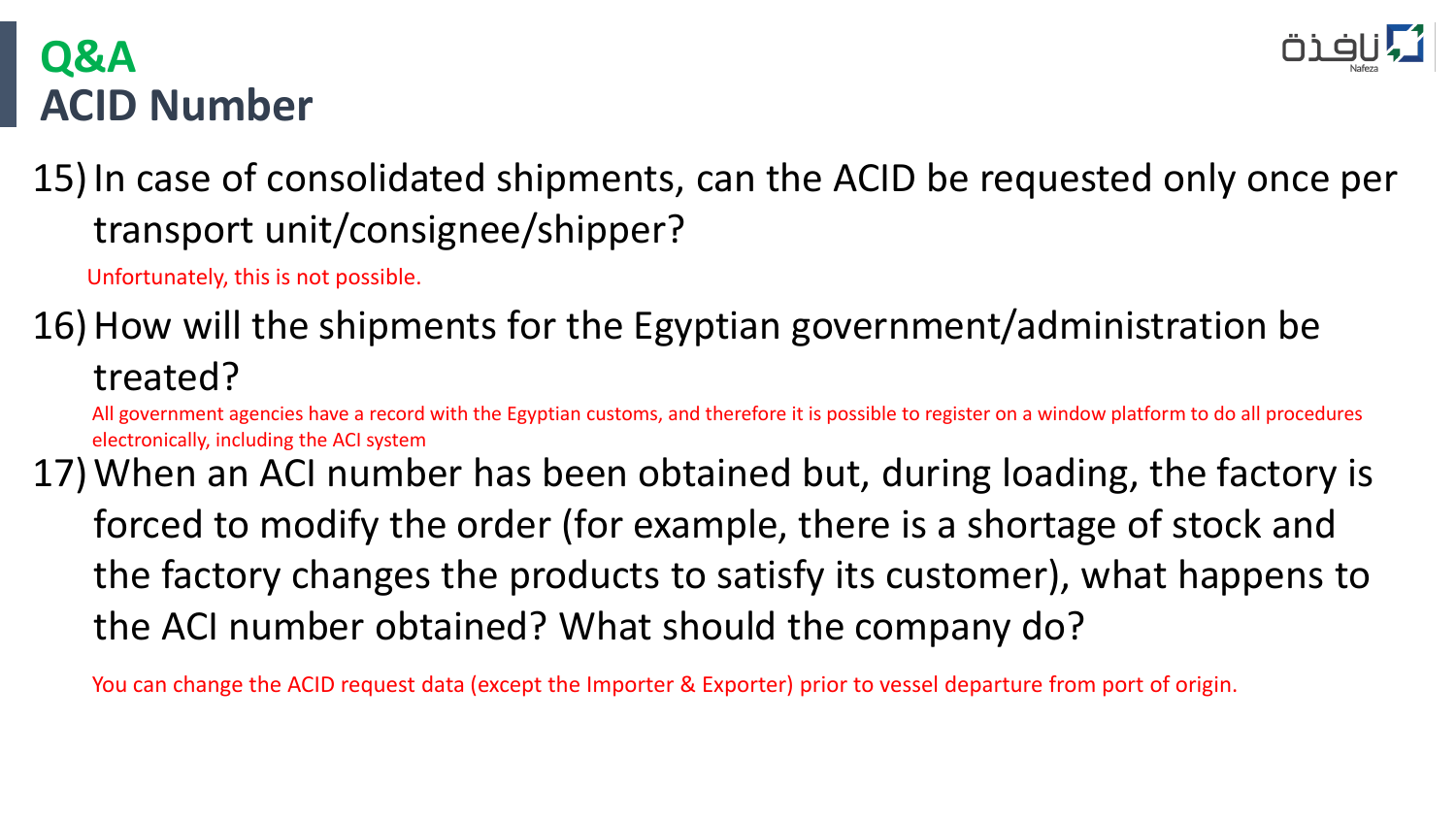# Q&A
## ACID Number

15) In case of consolidated shipments, can the ACID be requested only once per transport unit/consignee/shipper?

Unfortunately, this is not possible.

16) How will the shipments for the Egyptian government/administration be treated?

All government agencies have a record with the Egyptian customs, and therefore it is possible to register on a window platform to do all procedures electronically, including the ACI system

17) When an ACI number has been obtained but, during loading, the factory is forced to modify the order (for example, there is a shortage of stock and the factory changes the products to satisfy its customer), what happens to the ACI number obtained? What should the company do?

You can change the ACID request data (except the Importer & Exporter) prior to vessel departure from port of origin.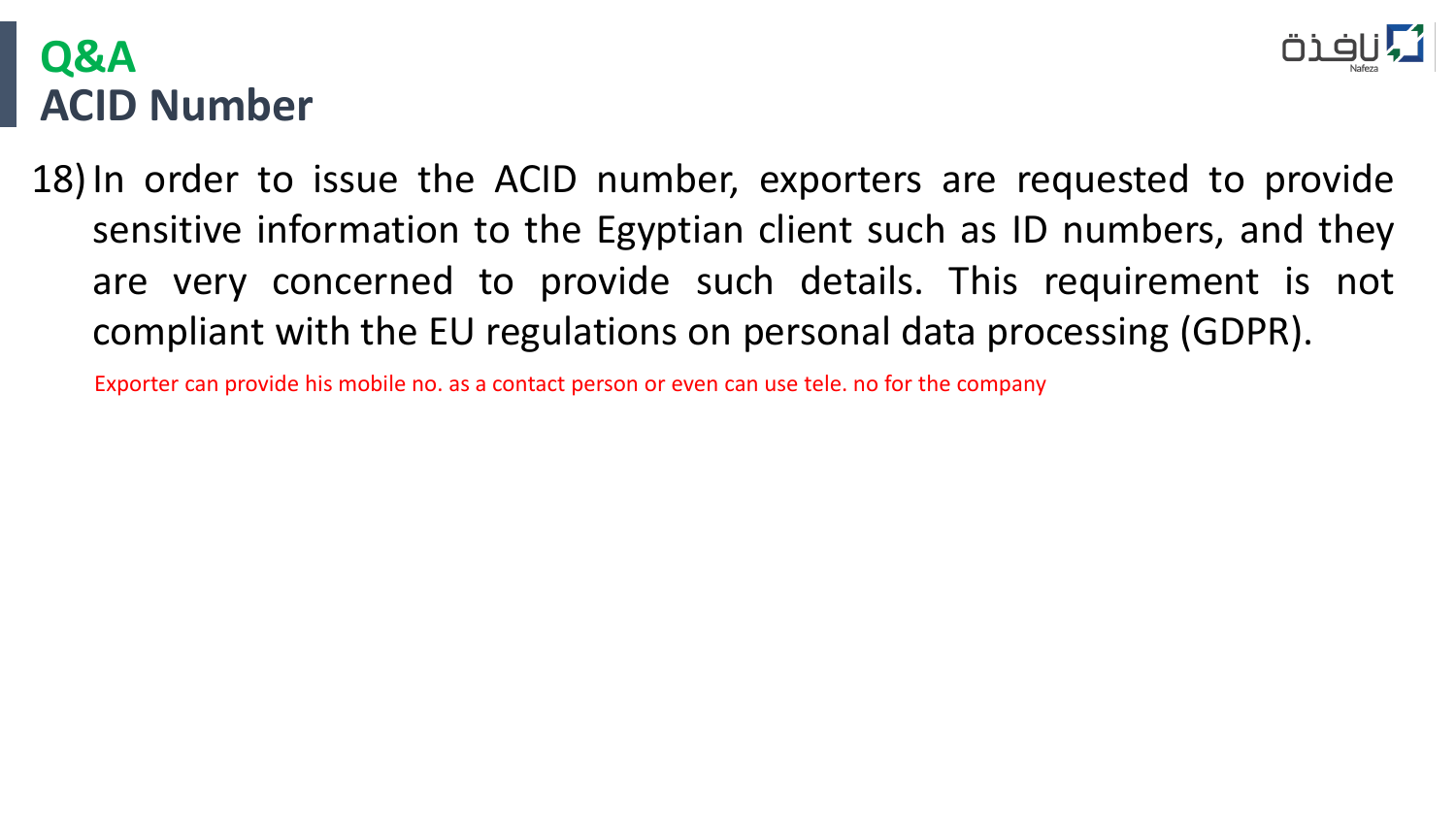## Q&A
## ACID Number

18) In order to issue the ACID number, exporters are requested to provide sensitive information to the Egyptian client such as ID numbers, and they are very concerned to provide such details. This requirement is not compliant with the EU regulations on personal data processing (GDPR).

Exporter can provide his mobile no. as a contact person or even can use tele. no for the company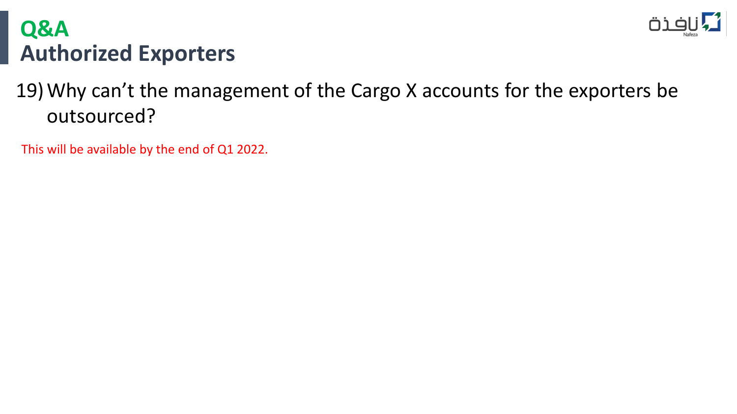# Q&A
# Authorized Exporters

19) Why can't the management of the Cargo X accounts for the exporters be outsourced?

This will be available by the end of Q1 2022.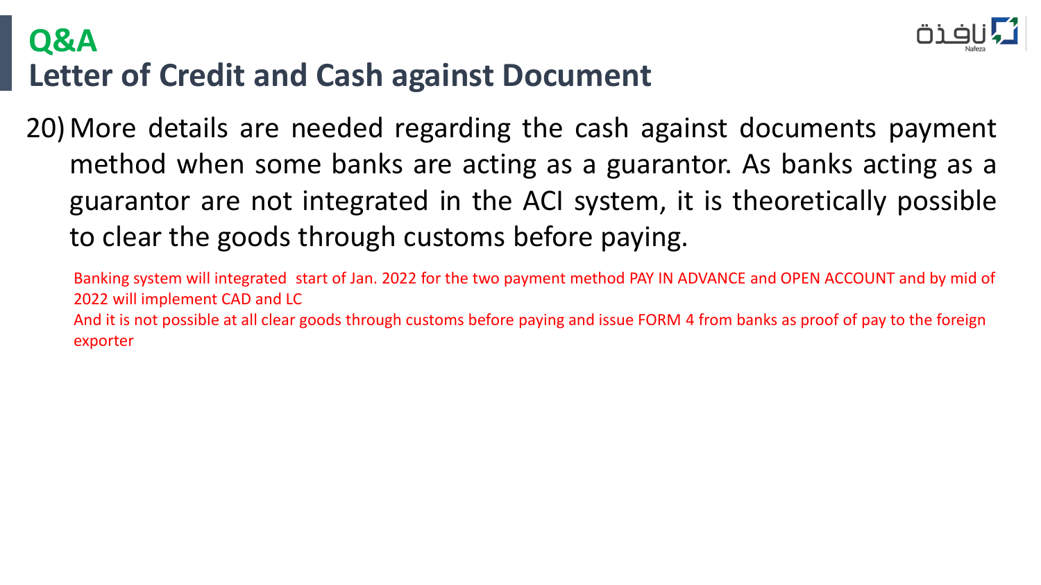# Q&A

## Letter of Credit and Cash against Document

20) More details are needed regarding the cash against documents payment method when some banks are acting as a guarantor. As banks acting as a guarantor are not integrated in the ACI system, it is theoretically possible to clear the goods through customs before paying.

Banking system will integrated  start of Jan. 2022 for the two payment method PAY IN ADVANCE and OPEN ACCOUNT and by mid of 2022 will implement CAD and LC

And it is not possible at all clear goods through customs before paying and issue FORM 4 from banks as proof of pay to the foreign exporter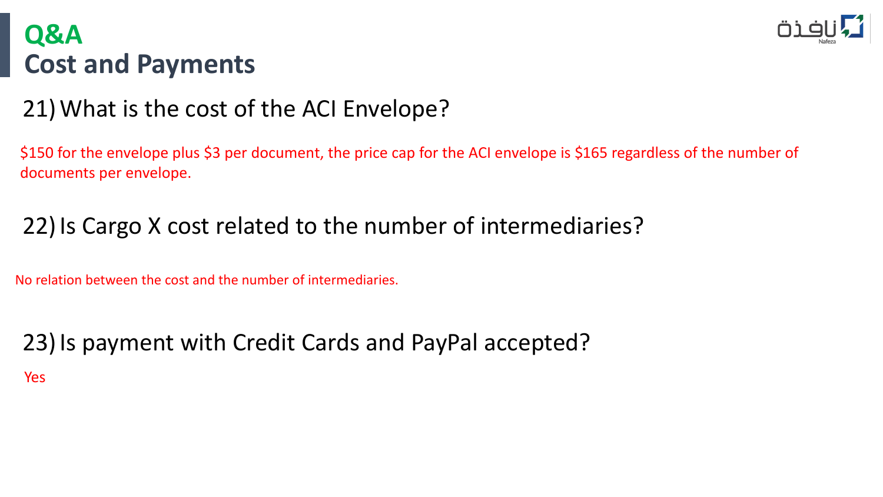# Q&A
## Cost and Payments

### 21) What is the cost of the ACI Envelope?

$150 for the envelope plus $3 per document, the price cap for the ACI envelope is $165 regardless of the number of documents per envelope.

### 22) Is Cargo X cost related to the number of intermediaries?

No relation between the cost and the number of intermediaries.

### 23) Is payment with Credit Cards and PayPal accepted?

Yes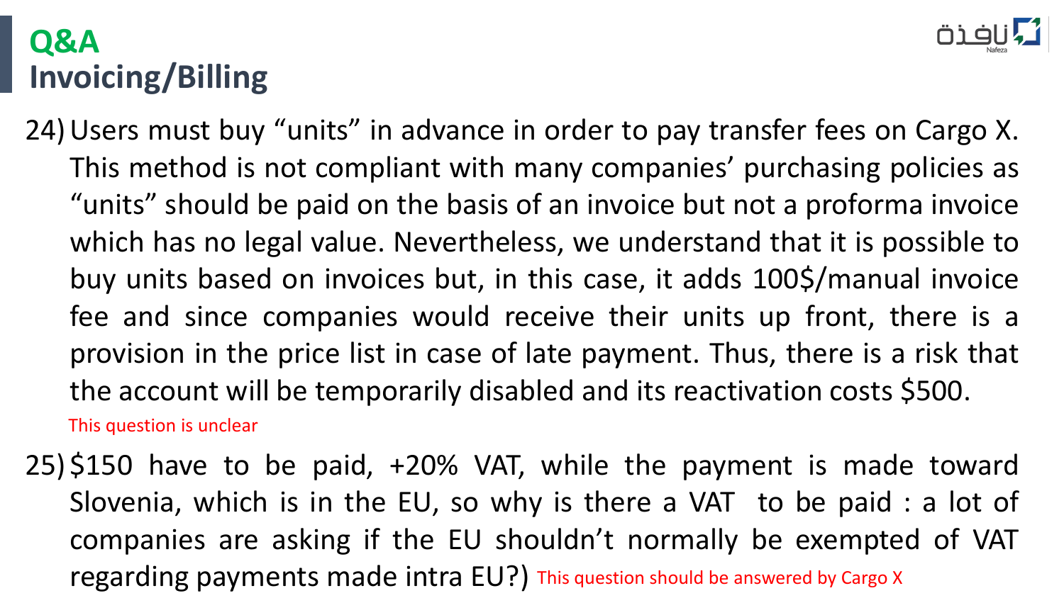# Q&A
## Invoicing/Billing

24) Users must buy "units" in advance in order to pay transfer fees on Cargo X. This method is not compliant with many companies' purchasing policies as "units" should be paid on the basis of an invoice but not a proforma invoice which has no legal value. Nevertheless, we understand that it is possible to buy units based on invoices but, in this case, it adds 100$/manual invoice fee and since companies would receive their units up front, there is a provision in the price list in case of late payment. Thus, there is a risk that the account will be temporarily disabled and its reactivation costs $500.

    This question is unclear

25) $150 have to be paid, +20% VAT, while the payment is made toward Slovenia, which is in the EU, so why is there a VAT to be paid : a lot of companies are asking if the EU shouldn't normally be exempted of VAT regarding payments made intra EU?) This question should be answered by Cargo X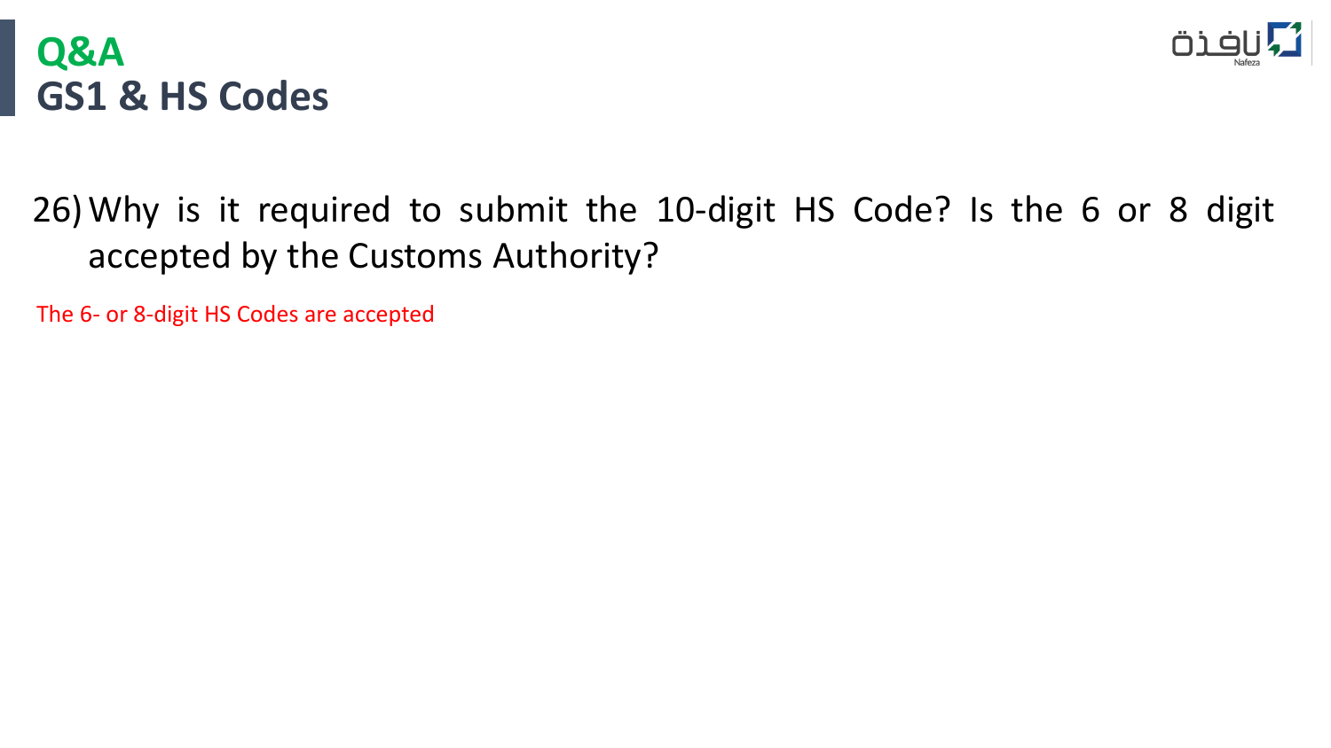# Q&A
## GS1 & HS Codes

26) Why is it required to submit the 10-digit HS Code? Is the 6 or 8 digit accepted by the Customs Authority?

The 6- or 8-digit HS Codes are accepted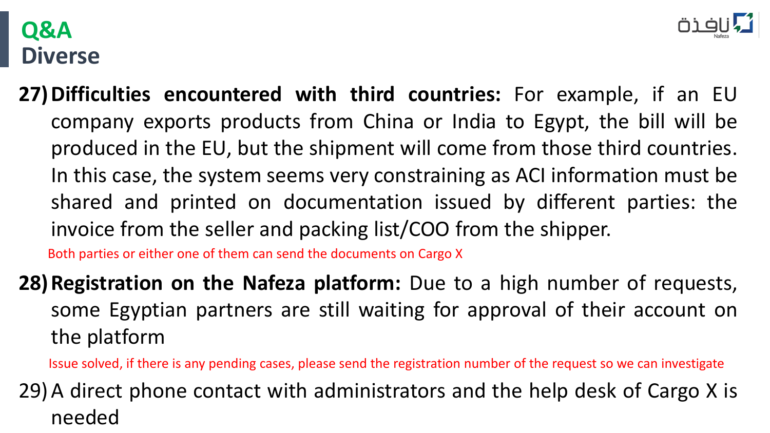## Q&A
## Diverse

27) **Difficulties encountered with third countries:** For example, if an EU company exports products from China or India to Egypt, the bill will be produced in the EU, but the shipment will come from those third countries. In this case, the system seems very constraining as ACI information must be shared and printed on documentation issued by different parties: the invoice from the seller and packing list/COO from the shipper.

   Both parties or either one of them can send the documents on Cargo X

28) **Registration on the Nafeza platform:** Due to a high number of requests, some Egyptian partners are still waiting for approval of their account on the platform

   Issue solved, if there is any pending cases, please send the registration number of the request so we can investigate

29) A direct phone contact with administrators and the help desk of Cargo X is needed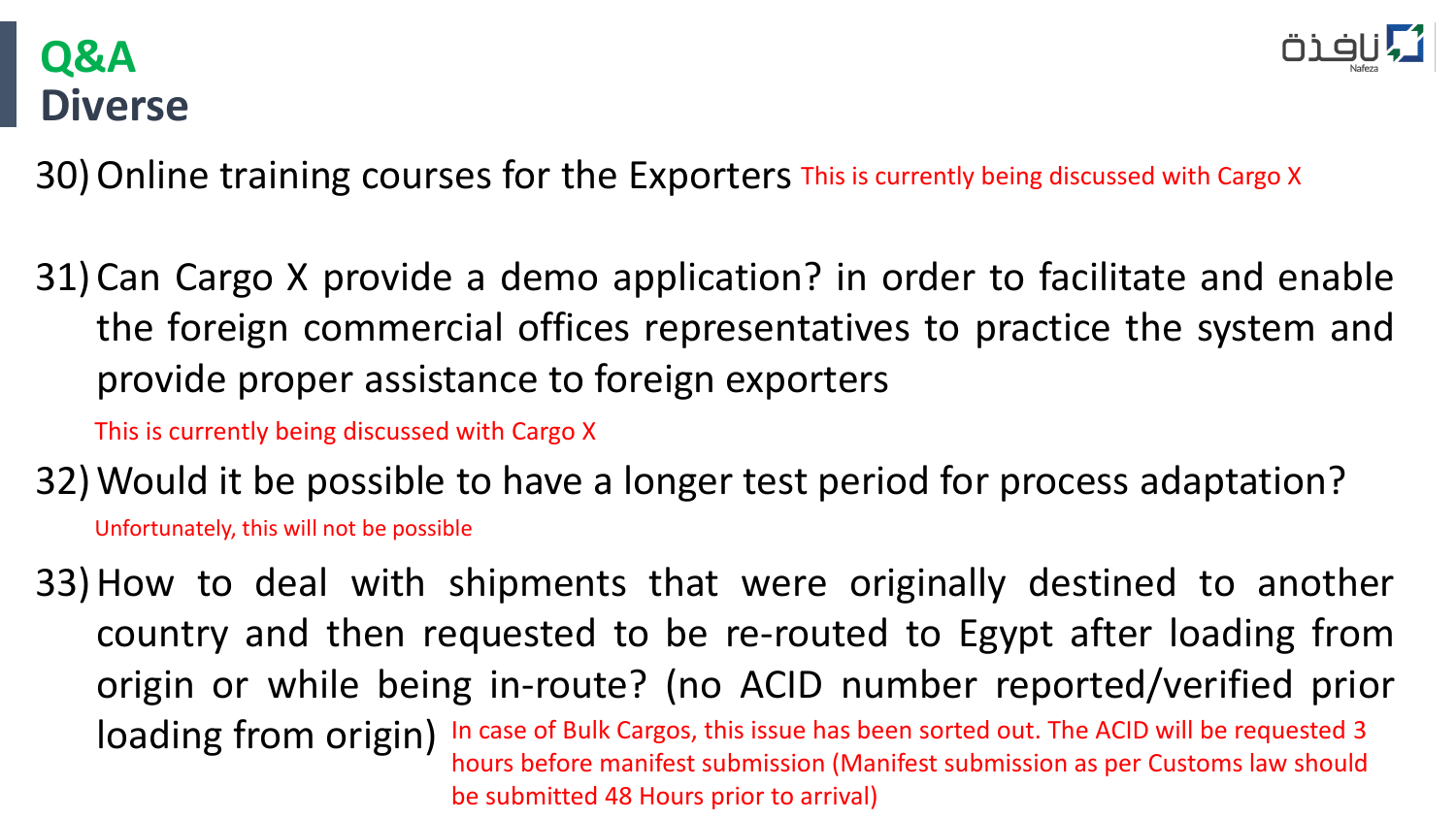# Q&A
## Diverse

30) Online training courses for the Exporters

This is currently being discussed with Cargo X

31) Can Cargo X provide a demo application? in order to facilitate and enable the foreign commercial offices representatives to practice the system and provide proper assistance to foreign exporters

This is currently being discussed with Cargo X

32) Would it be possible to have a longer test period for process adaptation?

Unfortunately, this will not be possible

33) How to deal with shipments that were originally destined to another country and then requested to be re-routed to Egypt after loading from origin or while being in-route? (no ACID number reported/verified prior loading from origin)

In case of Bulk Cargos, this issue has been sorted out. The ACID will be requested 3 hours before manifest submission (Manifest submission as per Customs law should be submitted 48 Hours prior to arrival)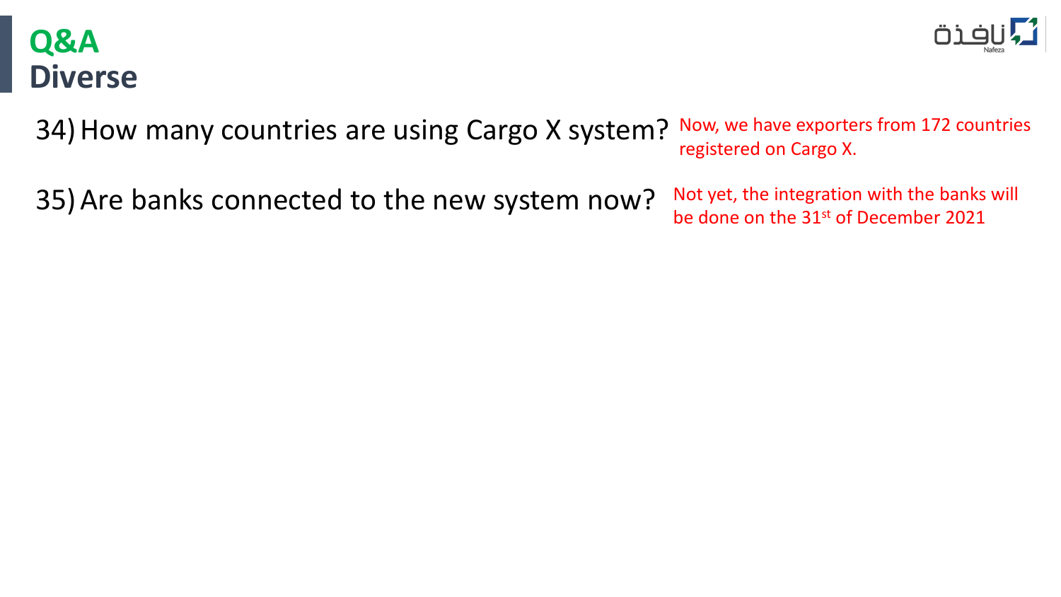# Q&A
## Diverse

34) How many countries are using Cargo X system?

Now, we have exporters from 172 countries registered on Cargo X.

35) Are banks connected to the new system now?

Not yet, the integration with the banks will be done on the 31st of December 2021